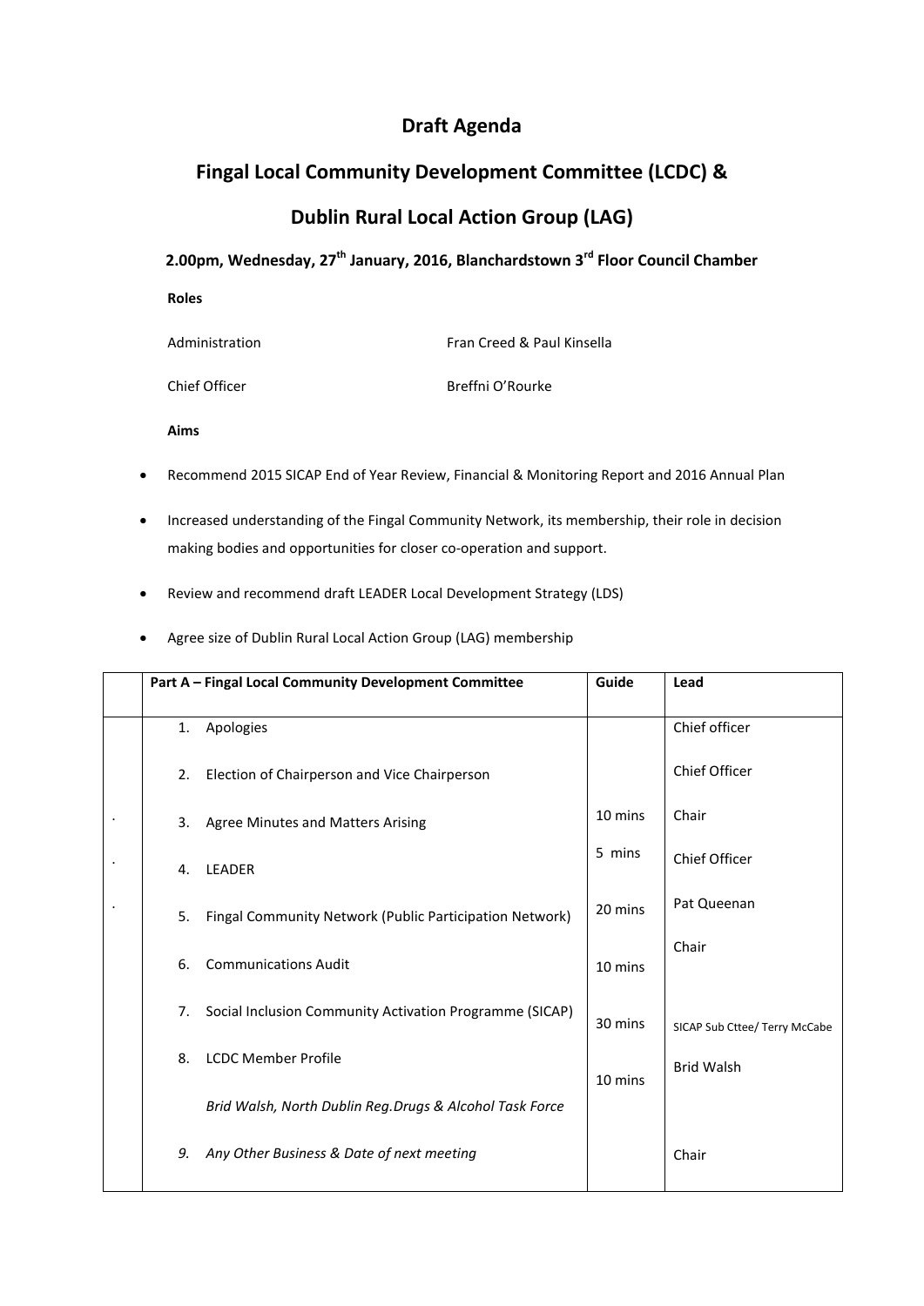# Draft Agenda

## Fingal Local Community Development Committee (LCDC) &

## Dublin Rural Local Action Group (LAG)

### 2.00pm, Wednesday, 27th January, 2016, Blanchardstown 3rd Floor Council Chamber

**Roles**

Administration — Fran Creed & Paul Kinsella

Chief Officer — Breffni O'Rourke

**Aims**

- Recommend 2015 SICAP End of Year Review, Financial & Monitoring Report and 2016 Annual Plan
- Increased understanding of the Fingal Community Network, its membership, their role in decision making bodies and opportunities for closer co-operation and support.
- Review and recommend draft LEADER Local Development Strategy (LDS)
- Agree size of Dublin Rural Local Action Group (LAG) membership

| | **Part A – Fingal Local Community Development Committee** | **Guide** | **Lead** |
|---|---|---|---|
| | 1. Apologies | | Chief officer |
| | 2. Election of Chairperson and Vice Chairperson | | Chief Officer |
| . | 3. Agree Minutes and Matters Arising | 10 mins | Chair |
| . | 4. LEADER | 5 mins | Chief Officer |
| . | 5. Fingal Community Network (Public Participation Network) | 20 mins | Pat Queenan |
| | 6. Communications Audit | 10 mins | Chair |
| | 7. Social Inclusion Community Activation Programme (SICAP) | 30 mins | SICAP Sub Cttee/ Terry McCabe |
| | 8. LCDC Member Profile<br>*Brid Walsh, North Dublin Reg.Drugs & Alcohol Task Force* | 10 mins | Brid Walsh |
| | *9. Any Other Business & Date of next meeting* | | Chair |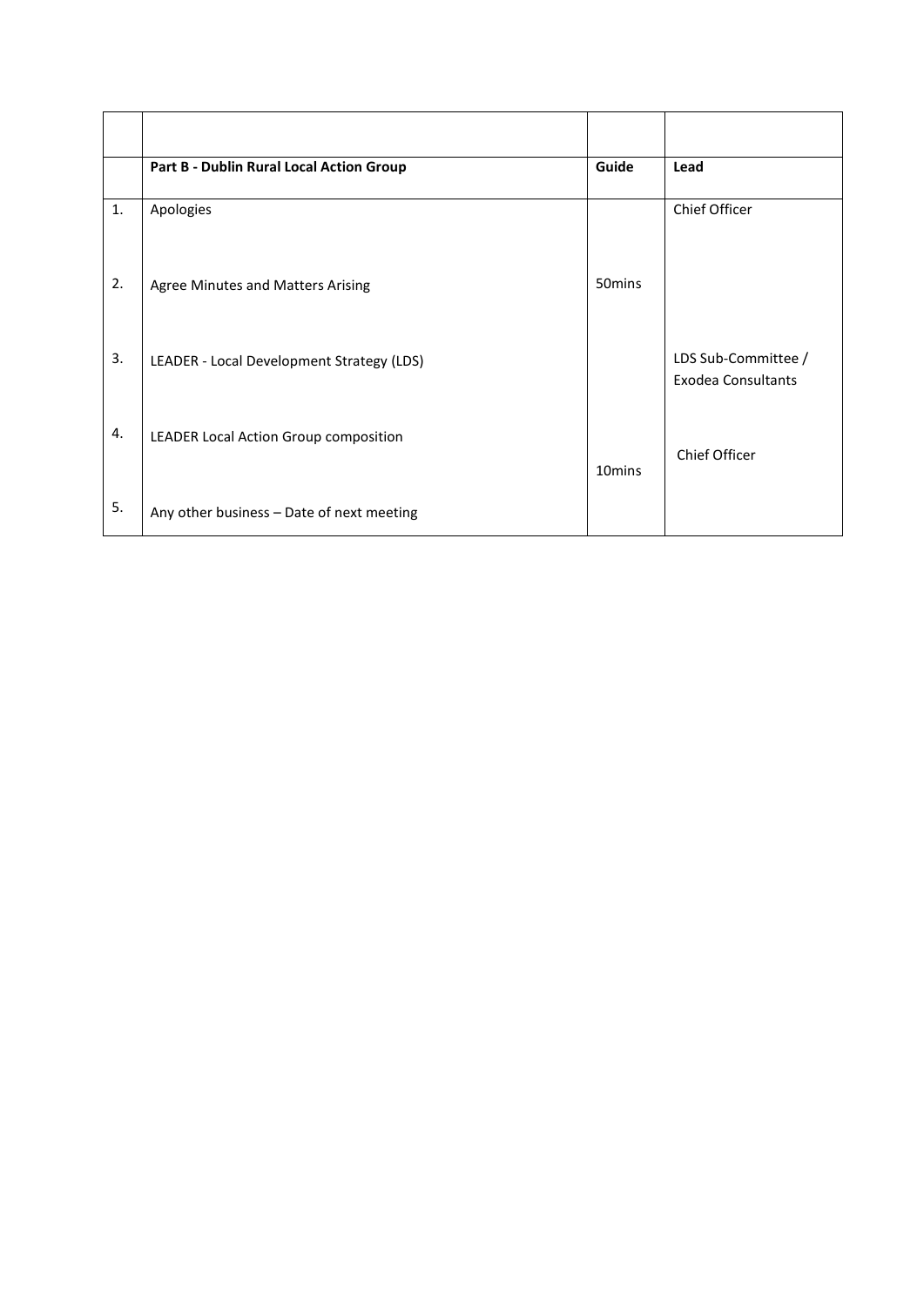| | | | |
|---|---|---|---|
| | **Part B - Dublin Rural Local Action Group** | **Guide** | **Lead** |
| 1. | Apologies | | Chief Officer |
| 2. | Agree Minutes and Matters Arising | 50mins | |
| 3. | LEADER - Local Development Strategy (LDS) | | LDS Sub-Committee / Exodea Consultants |
| 4. | LEADER Local Action Group composition | 10mins | Chief Officer |
| 5. | Any other business – Date of next meeting | | |